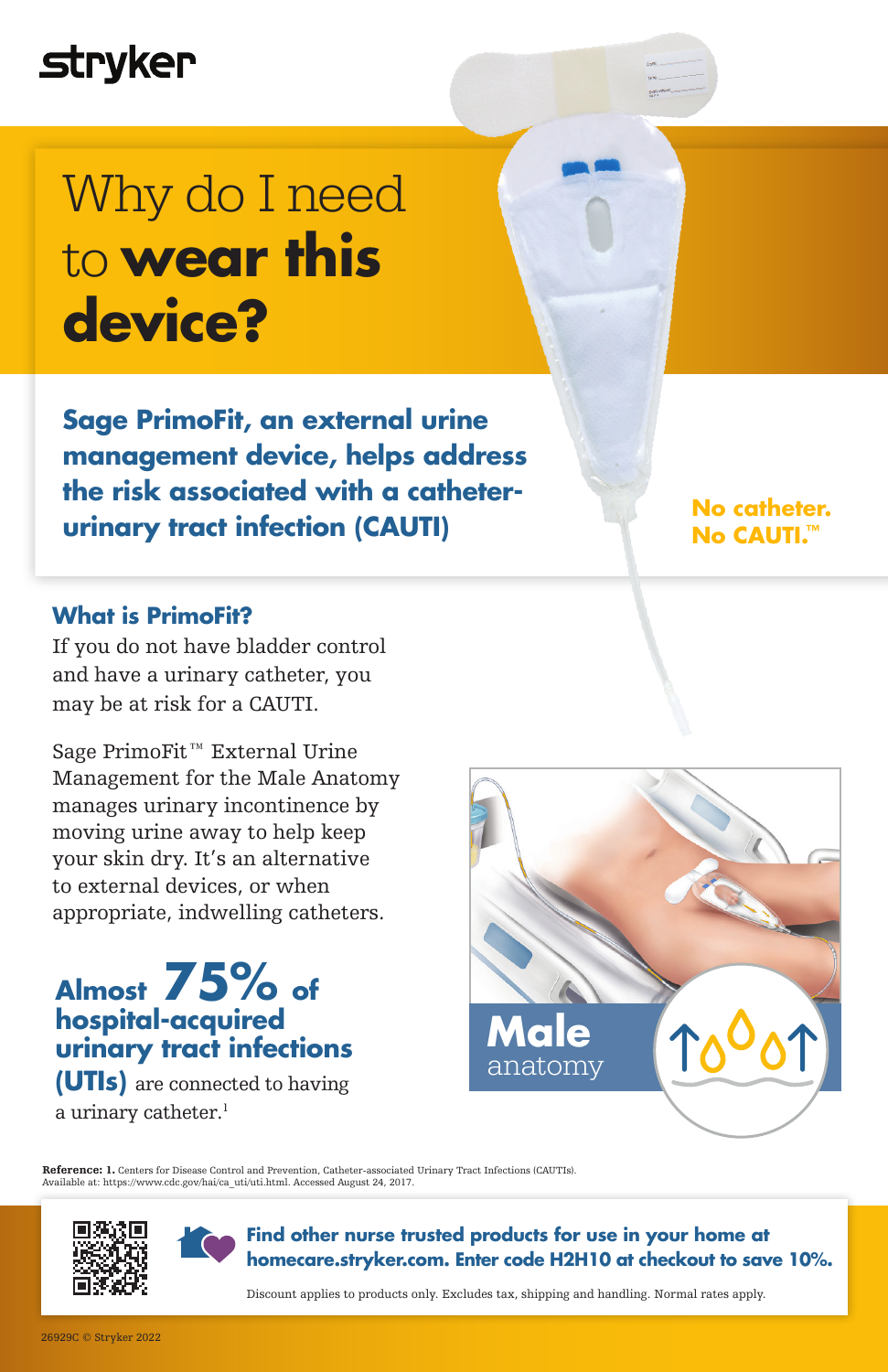# Why do I need to **wear this device?**

**Sage PrimoFit, an external urine management device, helps address the risk associated with a catheter-urinary tract infection (CAUTI)**

**No catheter. No CAUTI.™**

## What is PrimoFit?

If you do not have bladder control and have a urinary catheter, you may be at risk for a CAUTI.

Sage PrimoFit™ External Urine Management for the Male Anatomy manages urinary incontinence by moving urine away to help keep your skin dry. It's an alternative to external devices, or when appropriate, indwelling catheters.

**Almost 75% of hospital-acquired urinary tract infections (UTIs)** are connected to having a urinary catheter.[1]

**Male** anatomy

**Reference: 1.** Centers for Disease Control and Prevention, Catheter-associated Urinary Tract Infections (CAUTIs). Available at: https://www.cdc.gov/hai/ca_uti/uti.html. Accessed August 24, 2017.

**Find other nurse trusted products for use in your home at homecare.stryker.com. Enter code H2H10 at checkout to save 10%.**

Discount applies to products only. Excludes tax, shipping and handling. Normal rates apply.

26929C © Stryker 2022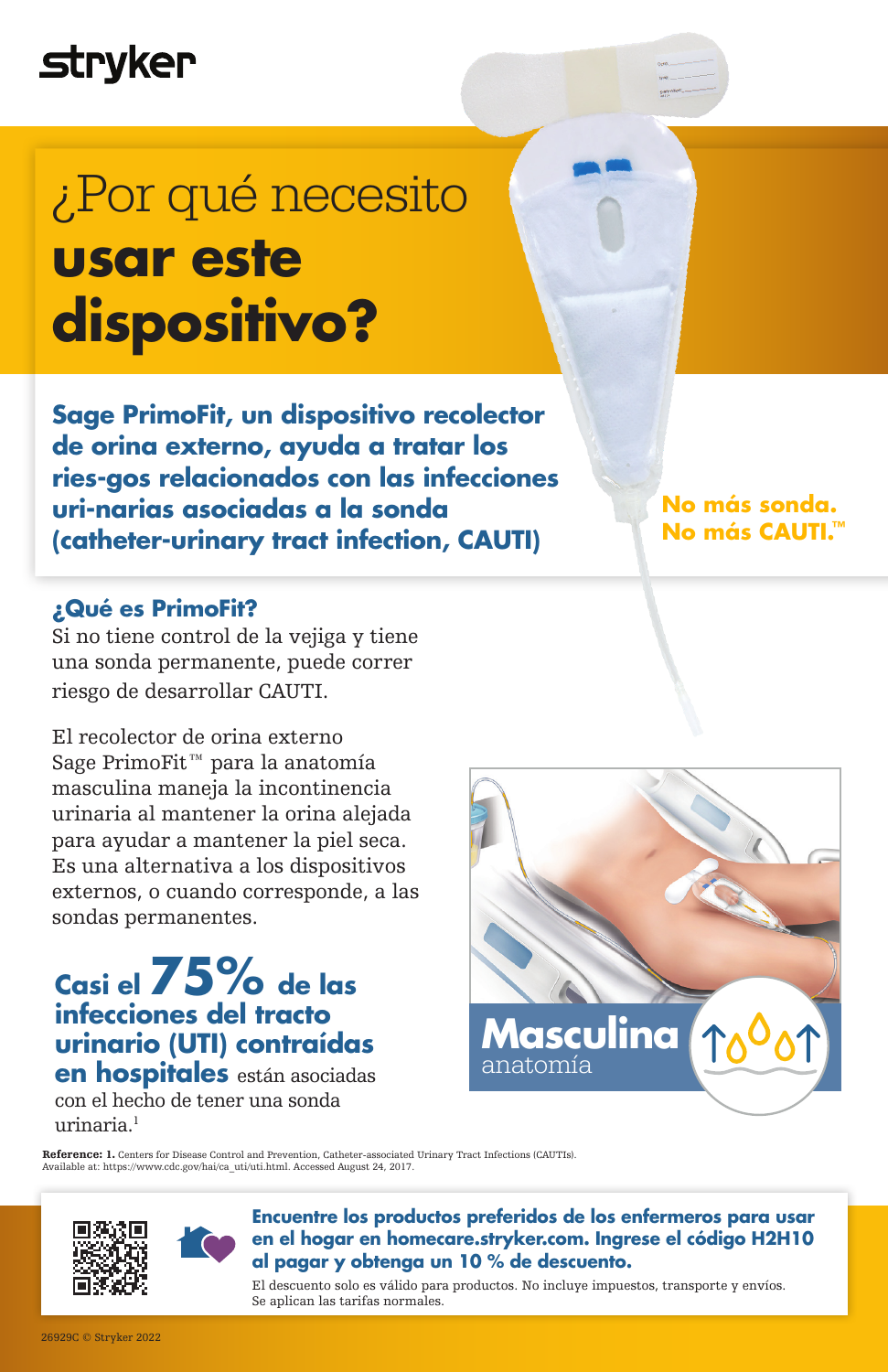# ¿Por qué necesito **usar este dispositivo?**

**Sage PrimoFit, un dispositivo recolector de orina externo, ayuda a tratar los ries-gos relacionados con las infecciones uri-narias asociadas a la sonda (catheter-urinary tract infection, CAUTI)**

**No más sonda. No más CAUTI.™**

### ¿Qué es PrimoFit?

Si no tiene control de la vejiga y tiene una sonda permanente, puede correr riesgo de desarrollar CAUTI.

El recolector de orina externo Sage PrimoFit™ para la anatomía masculina maneja la incontinencia urinaria al mantener la orina alejada para ayudar a mantener la piel seca. Es una alternativa a los dispositivos externos, o cuando corresponde, a las sondas permanentes.

**Casi el 75% de las infecciones del tracto urinario (UTI) contraídas en hospitales** están asociadas con el hecho de tener una sonda urinaria.[1]

**Masculina** anatomía

**Reference: 1.** Centers for Disease Control and Prevention, Catheter-associated Urinary Tract Infections (CAUTIs). Available at: https://www.cdc.gov/hai/ca_uti/uti.html. Accessed August 24, 2017.

**Encuentre los productos preferidos de los enfermeros para usar en el hogar en homecare.stryker.com. Ingrese el código H2H10 al pagar y obtenga un 10 % de descuento.**

El descuento solo es válido para productos. No incluye impuestos, transporte y envíos. Se aplican las tarifas normales.

26929C © Stryker 2022